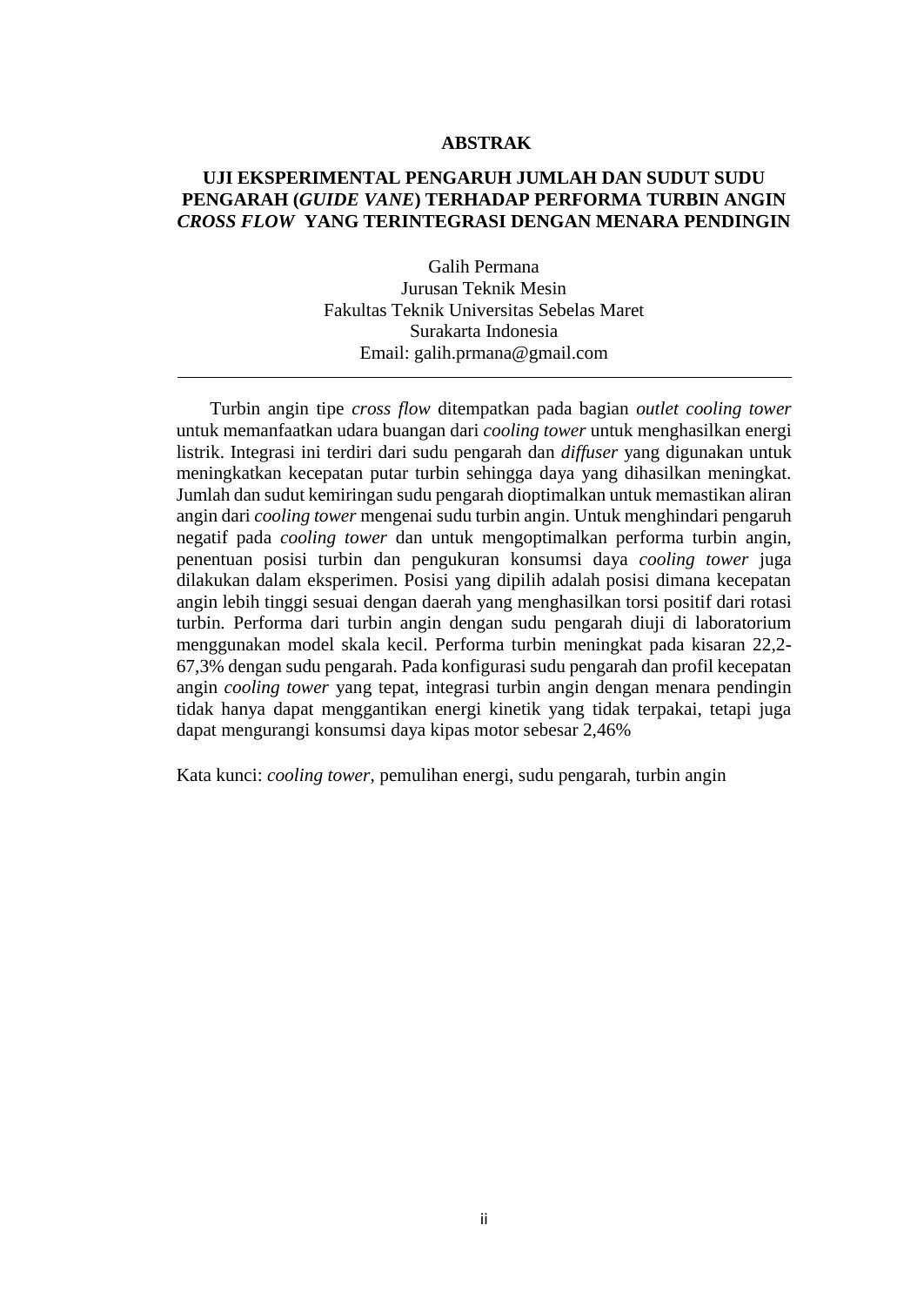# ABSTRAK

## UJI EKSPERIMENTAL PENGARUH JUMLAH DAN SUDUT SUDU PENGARAH (*GUIDE VANE*) TERHADAP PERFORMA TURBIN ANGIN *CROSS FLOW* YANG TERINTEGRASI DENGAN MENARA PENDINGIN

Galih Permana
Jurusan Teknik Mesin
Fakultas Teknik Universitas Sebelas Maret
Surakarta Indonesia
Email: galih.prmana@gmail.com

---

Turbin angin tipe *cross flow* ditempatkan pada bagian *outlet cooling tower* untuk memanfaatkan udara buangan dari *cooling tower* untuk menghasilkan energi listrik. Integrasi ini terdiri dari sudu pengarah dan *diffuser* yang digunakan untuk meningkatkan kecepatan putar turbin sehingga daya yang dihasilkan meningkat. Jumlah dan sudut kemiringan sudu pengarah dioptimalkan untuk memastikan aliran angin dari *cooling tower* mengenai sudu turbin angin. Untuk menghindari pengaruh negatif pada *cooling tower* dan untuk mengoptimalkan performa turbin angin, penentuan posisi turbin dan pengukuran konsumsi daya *cooling tower* juga dilakukan dalam eksperimen. Posisi yang dipilih adalah posisi dimana kecepatan angin lebih tinggi sesuai dengan daerah yang menghasilkan torsi positif dari rotasi turbin. Performa dari turbin angin dengan sudu pengarah diuji di laboratorium menggunakan model skala kecil. Performa turbin meningkat pada kisaran 22,2-67,3% dengan sudu pengarah. Pada konfigurasi sudu pengarah dan profil kecepatan angin *cooling tower* yang tepat, integrasi turbin angin dengan menara pendingin tidak hanya dapat menggantikan energi kinetik yang tidak terpakai, tetapi juga dapat mengurangi konsumsi daya kipas motor sebesar 2,46%

Kata kunci: *cooling tower*, pemulihan energi, sudu pengarah, turbin angin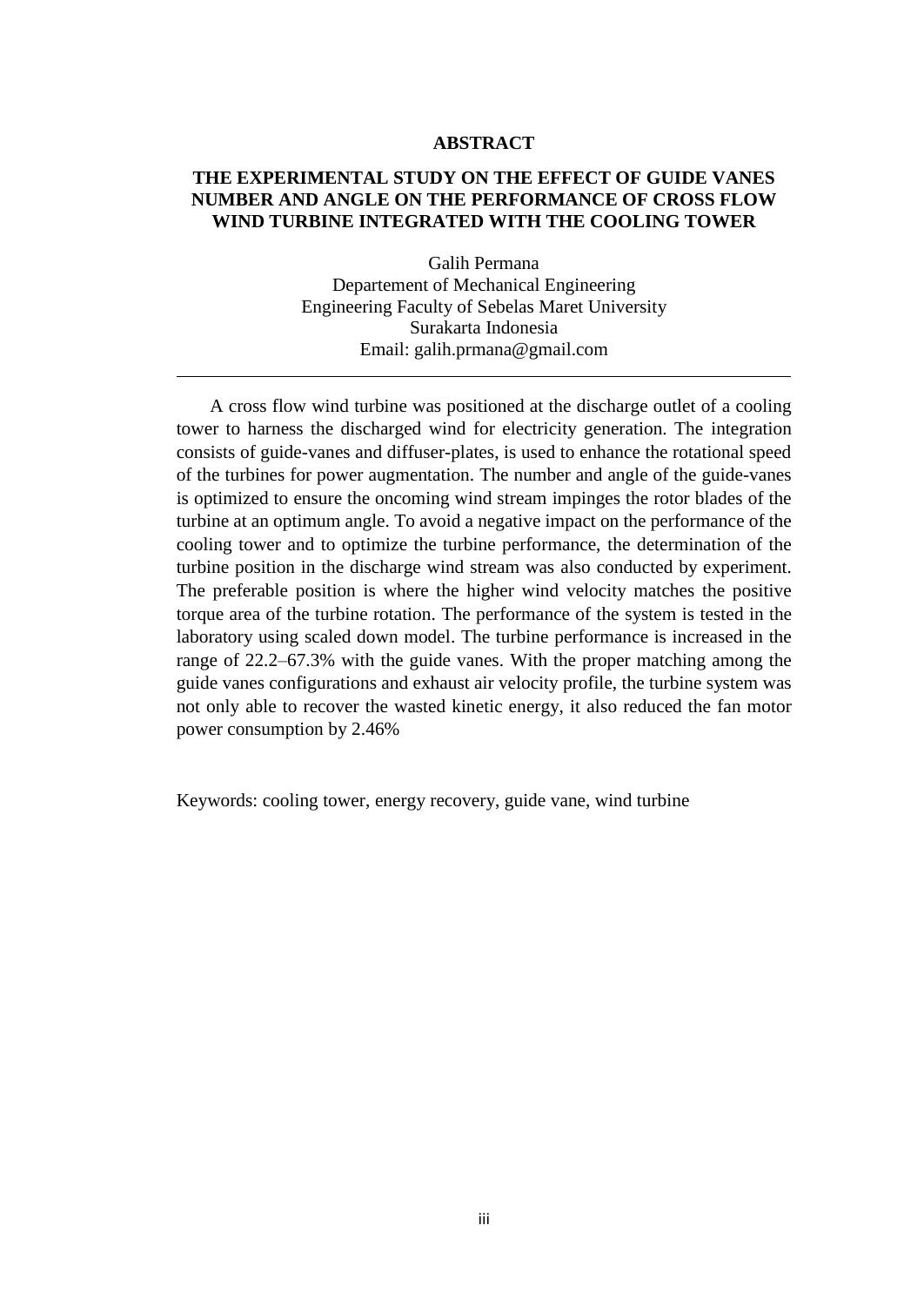## ABSTRACT

### THE EXPERIMENTAL STUDY ON THE EFFECT OF GUIDE VANES NUMBER AND ANGLE ON THE PERFORMANCE OF CROSS FLOW WIND TURBINE INTEGRATED WITH THE COOLING TOWER

Galih Permana
Departement of Mechanical Engineering
Engineering Faculty of Sebelas Maret University
Surakarta Indonesia
Email: galih.prmana@gmail.com

---

A cross flow wind turbine was positioned at the discharge outlet of a cooling tower to harness the discharged wind for electricity generation. The integration consists of guide-vanes and diffuser-plates, is used to enhance the rotational speed of the turbines for power augmentation. The number and angle of the guide-vanes is optimized to ensure the oncoming wind stream impinges the rotor blades of the turbine at an optimum angle. To avoid a negative impact on the performance of the cooling tower and to optimize the turbine performance, the determination of the turbine position in the discharge wind stream was also conducted by experiment. The preferable position is where the higher wind velocity matches the positive torque area of the turbine rotation. The performance of the system is tested in the laboratory using scaled down model. The turbine performance is increased in the range of 22.2–67.3% with the guide vanes. With the proper matching among the guide vanes configurations and exhaust air velocity profile, the turbine system was not only able to recover the wasted kinetic energy, it also reduced the fan motor power consumption by 2.46%

Keywords: cooling tower, energy recovery, guide vane, wind turbine